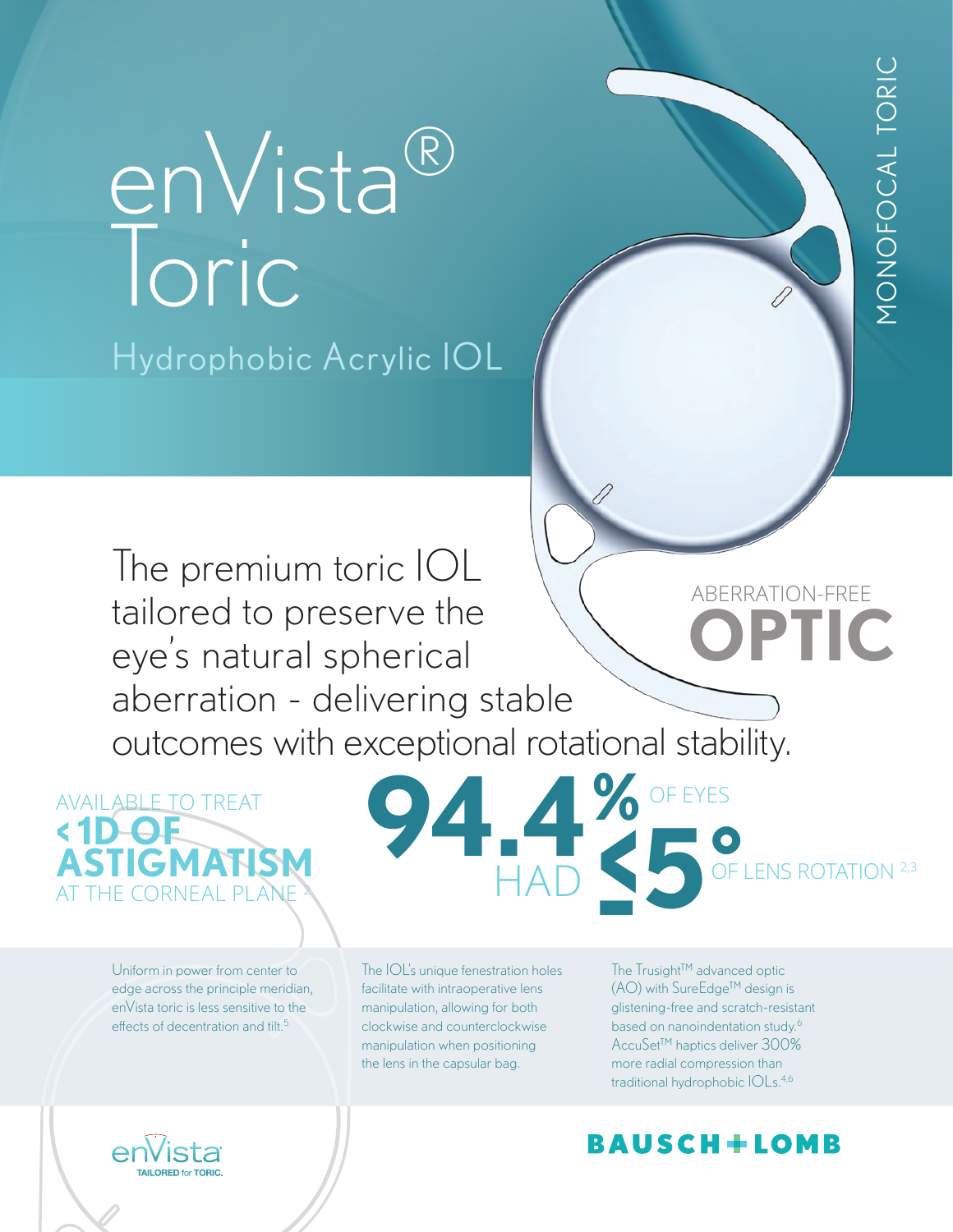# enVista® Toric

MONOFOCAL TORIC

## Hydrophobic Acrylic IOL

The premium toric IOL tailored to preserve the eye's natural spherical aberration - delivering stable outcomes with exceptional rotational stability.

ABERRATION-FREE **OPTIC**

AVAILABLE TO TREAT **<1D OF ASTIGMATISM** AT THE CORNEAL PLANE [2]

**94.4%** OF EYES HAD **≤5°** OF LENS ROTATION [2,3]

Uniform in power from center to edge across the principle meridian, enVista toric is less sensitive to the effects of decentration and tilt.[5]

The IOL's unique fenestration holes facilitate with intraoperative lens manipulation, allowing for both clockwise and counterclockwise manipulation when positioning the lens in the capsular bag.

The Trusight™ advanced optic (AO) with SureEdge™ design is glistening-free and scratch-resistant based on nanoindentation study.[6] AccuSet™ haptics deliver 300% more radial compression than traditional hydrophobic IOLs.[4,6]

enVista TAILORED for TORIC.

BAUSCH + LOMB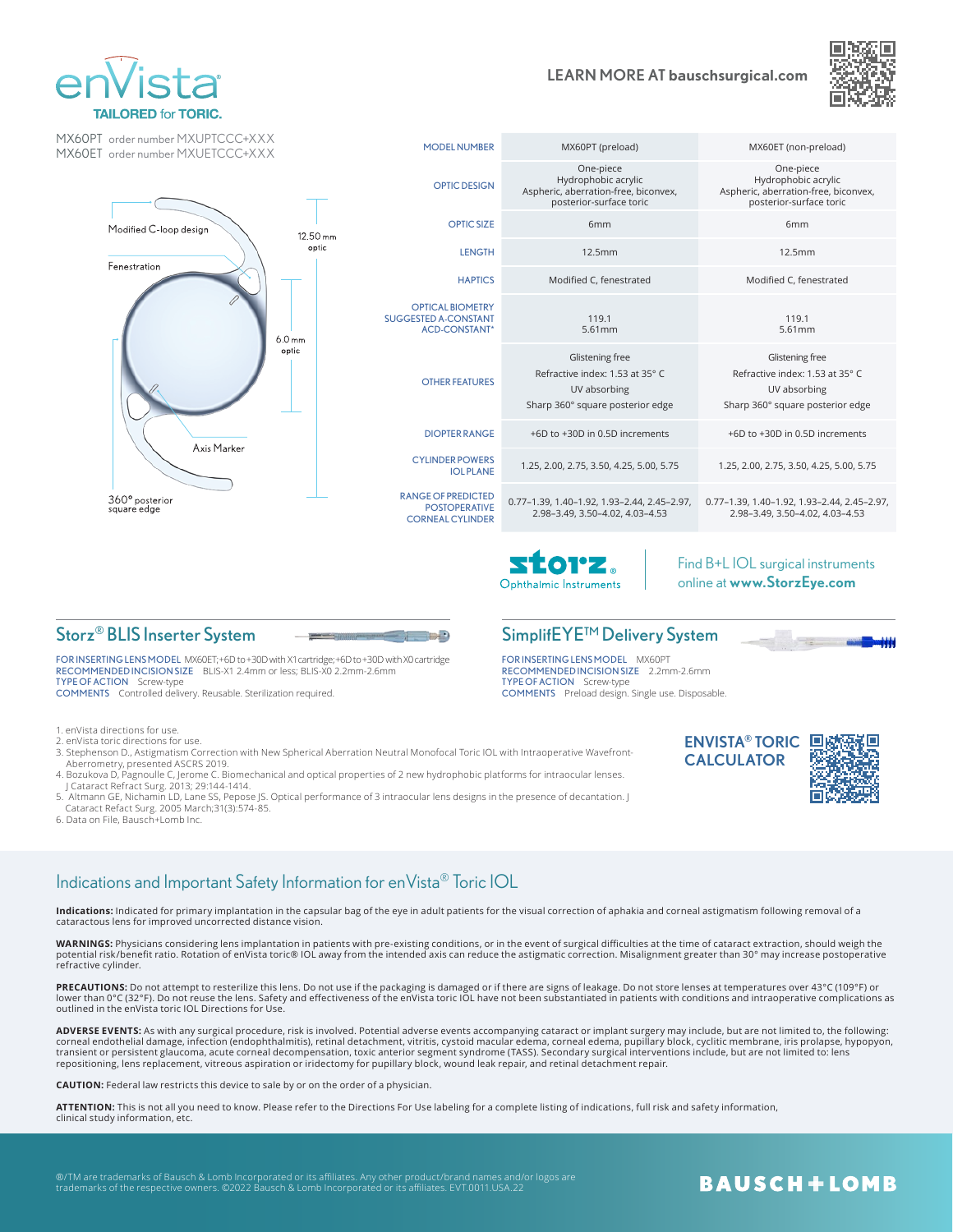# enVista

**TAILORED for TORIC.**

**LEARN MORE AT bauschsurgical.com**

MX60PT order number MXUPTCCC+XXX
MX60ET order number MXUETCCC+XXX

Modified C-loop design
Fenestration
12.50 mm optic
6.0 mm optic
Axis Marker
360° posterior square edge

| MODEL NUMBER | MX60PT (preload) | MX60ET (non-preload) |
|---|---|---|
| OPTIC DESIGN | One-piece Hydrophobic acrylic Aspheric, aberration-free, biconvex, posterior-surface toric | One-piece Hydrophobic acrylic Aspheric, aberration-free, biconvex, posterior-surface toric |
| OPTIC SIZE | 6mm | 6mm |
| LENGTH | 12.5mm | 12.5mm |
| HAPTICS | Modified C, fenestrated | Modified C, fenestrated |
| OPTICAL BIOMETRY SUGGESTED A-CONSTANT ACD-CONSTANT* | 119.1 5.61mm | 119.1 5.61mm |
| OTHER FEATURES | Glistening free<br>Refractive index: 1.53 at 35° C<br>UV absorbing<br>Sharp 360° square posterior edge | Glistening free<br>Refractive index: 1.53 at 35° C<br>UV absorbing<br>Sharp 360° square posterior edge |
| DIOPTER RANGE | +6D to +30D in 0.5D increments | +6D to +30D in 0.5D increments |
| CYLINDER POWERS IOL PLANE | 1.25, 2.00, 2.75, 3.50, 4.25, 5.00, 5.75 | 1.25, 2.00, 2.75, 3.50, 4.25, 5.00, 5.75 |
| RANGE OF PREDICTED POSTOPERATIVE CORNEAL CYLINDER | 0.77–1.39, 1.40–1.92, 1.93–2.44, 2.45–2.97, 2.98–3.49, 3.50–4.02, 4.03–4.53 | 0.77–1.39, 1.40–1.92, 1.93–2.44, 2.45–2.97, 2.98–3.49, 3.50–4.02, 4.03–4.53 |

storz® Ophthalmic Instruments

Find B+L IOL surgical instruments online at **www.StorzEye.com**

## Storz® BLIS Inserter System

FOR INSERTING LENS MODEL MX60ET; +6D to +30D with X1 cartridge; +6D to +30D with X0 cartridge
RECOMMENDED INCISION SIZE BLIS-X1 2.4mm or less; BLIS-X0 2.2mm-2.6mm
TYPE OF ACTION Screw-type
COMMENTS Controlled delivery. Reusable. Sterilization required.

## SimplifEYE™ Delivery System

FOR INSERTING LENS MODEL MX60PT
RECOMMENDED INCISION SIZE 2.2mm-2.6mm
TYPE OF ACTION Screw-type
COMMENTS Preload design. Single use. Disposable.

1. enVista directions for use.
2. enVista toric directions for use.
3. Stephenson D., Astigmatism Correction with New Spherical Aberration Neutral Monofocal Toric IOL with Intraoperative Wavefront-Aberrometry, presented ASCRS 2019.
4. Bozukova D, Pagnoulle C, Jerome C. Biomechanical and optical properties of 2 new hydrophobic platforms for intraocular lenses. J Cataract Refract Surg. 2013; 29:144-1414.
5. Altmann GE, Nichamin LD, Lane SS, Pepose JS. Optical performance of 3 intraocular lens designs in the presence of decantation. J Cataract Refact Surg. 2005 March;31(3):574-85.
6. Data on File, Bausch+Lomb Inc.

**ENVISTA® TORIC CALCULATOR**

## Indications and Important Safety Information for enVista® Toric IOL

**Indications:** Indicated for primary implantation in the capsular bag of the eye in adult patients for the visual correction of aphakia and corneal astigmatism following removal of a cataractous lens for improved uncorrected distance vision.

**WARNINGS:** Physicians considering lens implantation in patients with pre-existing conditions, or in the event of surgical difficulties at the time of cataract extraction, should weigh the potential risk/benefit ratio. Rotation of enVista toric® IOL away from the intended axis can reduce the astigmatic correction. Misalignment greater than 30° may increase postoperative refractive cylinder.

**PRECAUTIONS:** Do not attempt to resterilize this lens. Do not use if the packaging is damaged or if there are signs of leakage. Do not store lenses at temperatures over 43°C (109°F) or lower than 0°C (32°F). Do not reuse the lens. Safety and effectiveness of the enVista toric IOL have not been substantiated in patients with conditions and intraoperative complications as outlined in the enVista toric IOL Directions for Use.

**ADVERSE EVENTS:** As with any surgical procedure, risk is involved. Potential adverse events accompanying cataract or implant surgery may include, but are not limited to, the following: corneal endothelial damage, infection (endophthalmitis), retinal detachment, vitritis, cystoid macular edema, corneal edema, pupillary block, cyclitic membrane, iris prolapse, hypopyon, transient or persistent glaucoma, acute corneal decompensation, toxic anterior segment syndrome (TASS). Secondary surgical interventions include, but are not limited to: lens repositioning, lens replacement, vitreous aspiration or iridectomy for pupillary block, wound leak repair, and retinal detachment repair.

**CAUTION:** Federal law restricts this device to sale by or on the order of a physician.

**ATTENTION:** This is not all you need to know. Please refer to the Directions For Use labeling for a complete listing of indications, full risk and safety information, clinical study information, etc.

®/TM are trademarks of Bausch & Lomb Incorporated or its affiliates. Any other product/brand names and/or logos are trademarks of the respective owners. ©2022 Bausch & Lomb Incorporated or its affiliates. EVT.0011.USA.22

**BAUSCH+LOMB**